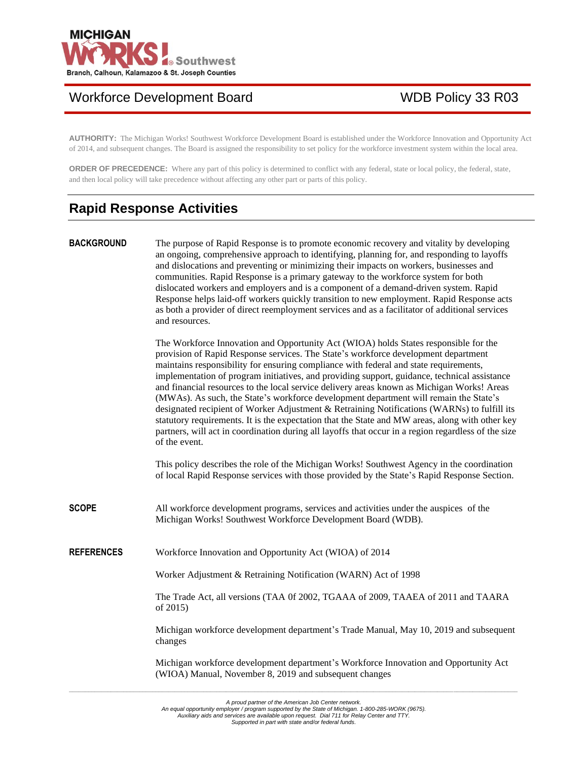MICHIGAN WORKS! Southwest
Branch, Calhoun, Kalamazoo & St. Joseph Counties

# Workforce Development Board — WDB Policy 33 R03

**AUTHORITY:** The Michigan Works! Southwest Workforce Development Board is established under the Workforce Innovation and Opportunity Act of 2014, and subsequent changes. The Board is assigned the responsibility to set policy for the workforce investment system within the local area.

**ORDER OF PRECEDENCE:** Where any part of this policy is determined to conflict with any federal, state or local policy, the federal, state, and then local policy will take precedence without affecting any other part or parts of this policy.

## Rapid Response Activities

### BACKGROUND

The purpose of Rapid Response is to promote economic recovery and vitality by developing an ongoing, comprehensive approach to identifying, planning for, and responding to layoffs and dislocations and preventing or minimizing their impacts on workers, businesses and communities. Rapid Response is a primary gateway to the workforce system for both dislocated workers and employers and is a component of a demand-driven system. Rapid Response helps laid-off workers quickly transition to new employment. Rapid Response acts as both a provider of direct reemployment services and as a facilitator of additional services and resources.

The Workforce Innovation and Opportunity Act (WIOA) holds States responsible for the provision of Rapid Response services. The State's workforce development department maintains responsibility for ensuring compliance with federal and state requirements, implementation of program initiatives, and providing support, guidance, technical assistance and financial resources to the local service delivery areas known as Michigan Works! Areas (MWAs). As such, the State's workforce development department will remain the State's designated recipient of Worker Adjustment & Retraining Notifications (WARNs) to fulfill its statutory requirements. It is the expectation that the State and MW areas, along with other key partners, will act in coordination during all layoffs that occur in a region regardless of the size of the event.

This policy describes the role of the Michigan Works! Southwest Agency in the coordination of local Rapid Response services with those provided by the State's Rapid Response Section.

### SCOPE

All workforce development programs, services and activities under the auspices of the Michigan Works! Southwest Workforce Development Board (WDB).

### REFERENCES

Workforce Innovation and Opportunity Act (WIOA) of 2014

Worker Adjustment & Retraining Notification (WARN) Act of 1998

The Trade Act, all versions (TAA 0f 2002, TGAAA of 2009, TAAEA of 2011 and TAARA of 2015)

Michigan workforce development department's Trade Manual, May 10, 2019 and subsequent changes

Michigan workforce development department's Workforce Innovation and Opportunity Act (WIOA) Manual, November 8, 2019 and subsequent changes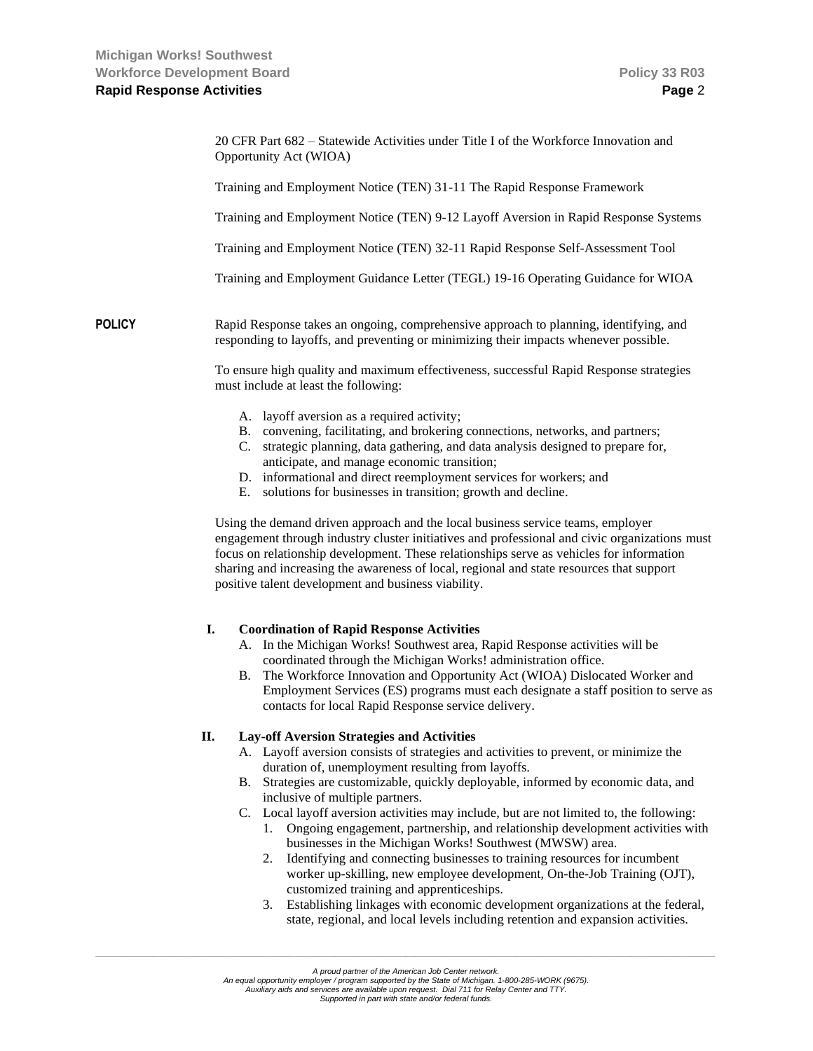20 CFR Part 682 – Statewide Activities under Title I of the Workforce Innovation and Opportunity Act (WIOA)

Training and Employment Notice (TEN) 31-11 The Rapid Response Framework

Training and Employment Notice (TEN) 9-12 Layoff Aversion in Rapid Response Systems

Training and Employment Notice (TEN) 32-11 Rapid Response Self-Assessment Tool

Training and Employment Guidance Letter (TEGL) 19-16 Operating Guidance for WIOA

**POLICY**

Rapid Response takes an ongoing, comprehensive approach to planning, identifying, and responding to layoffs, and preventing or minimizing their impacts whenever possible.

To ensure high quality and maximum effectiveness, successful Rapid Response strategies must include at least the following:

A. layoff aversion as a required activity;
B. convening, facilitating, and brokering connections, networks, and partners;
C. strategic planning, data gathering, and data analysis designed to prepare for, anticipate, and manage economic transition;
D. informational and direct reemployment services for workers; and
E. solutions for businesses in transition; growth and decline.

Using the demand driven approach and the local business service teams, employer engagement through industry cluster initiatives and professional and civic organizations must focus on relationship development. These relationships serve as vehicles for information sharing and increasing the awareness of local, regional and state resources that support positive talent development and business viability.

**I. Coordination of Rapid Response Activities**

A. In the Michigan Works! Southwest area, Rapid Response activities will be coordinated through the Michigan Works! administration office.
B. The Workforce Innovation and Opportunity Act (WIOA) Dislocated Worker and Employment Services (ES) programs must each designate a staff position to serve as contacts for local Rapid Response service delivery.

**II. Lay-off Aversion Strategies and Activities**

A. Layoff aversion consists of strategies and activities to prevent, or minimize the duration of, unemployment resulting from layoffs.
B. Strategies are customizable, quickly deployable, informed by economic data, and inclusive of multiple partners.
C. Local layoff aversion activities may include, but are not limited to, the following:
   1. Ongoing engagement, partnership, and relationship development activities with businesses in the Michigan Works! Southwest (MWSW) area.
   2. Identifying and connecting businesses to training resources for incumbent worker up-skilling, new employee development, On-the-Job Training (OJT), customized training and apprenticeships.
   3. Establishing linkages with economic development organizations at the federal, state, regional, and local levels including retention and expansion activities.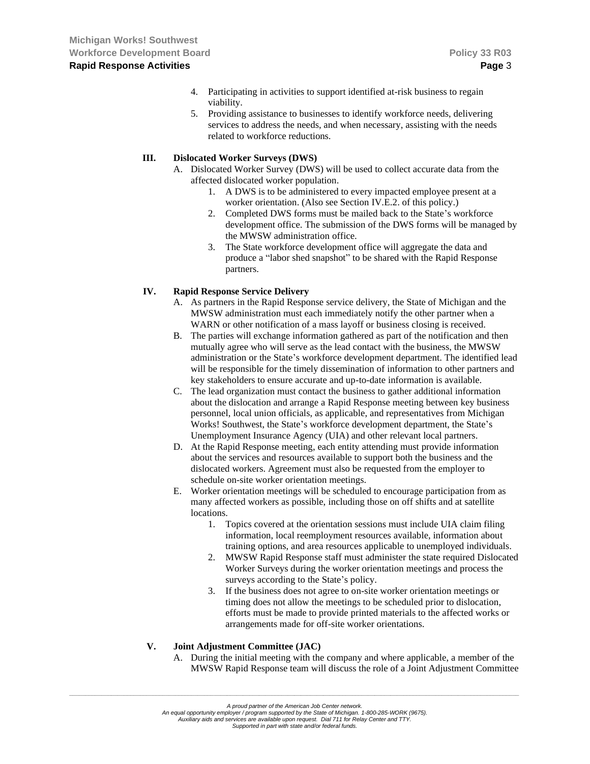4. Participating in activities to support identified at-risk business to regain viability.
5. Providing assistance to businesses to identify workforce needs, delivering services to address the needs, and when necessary, assisting with the needs related to workforce reductions.

## III. Dislocated Worker Surveys (DWS)

A. Dislocated Worker Survey (DWS) will be used to collect accurate data from the affected dislocated worker population.
   1. A DWS is to be administered to every impacted employee present at a worker orientation. (Also see Section IV.E.2. of this policy.)
   2. Completed DWS forms must be mailed back to the State's workforce development office. The submission of the DWS forms will be managed by the MWSW administration office.
   3. The State workforce development office will aggregate the data and produce a "labor shed snapshot" to be shared with the Rapid Response partners.

## IV. Rapid Response Service Delivery

A. As partners in the Rapid Response service delivery, the State of Michigan and the MWSW administration must each immediately notify the other partner when a WARN or other notification of a mass layoff or business closing is received.

B. The parties will exchange information gathered as part of the notification and then mutually agree who will serve as the lead contact with the business, the MWSW administration or the State's workforce development department. The identified lead will be responsible for the timely dissemination of information to other partners and key stakeholders to ensure accurate and up-to-date information is available.

C. The lead organization must contact the business to gather additional information about the dislocation and arrange a Rapid Response meeting between key business personnel, local union officials, as applicable, and representatives from Michigan Works! Southwest, the State's workforce development department, the State's Unemployment Insurance Agency (UIA) and other relevant local partners.

D. At the Rapid Response meeting, each entity attending must provide information about the services and resources available to support both the business and the dislocated workers. Agreement must also be requested from the employer to schedule on-site worker orientation meetings.

E. Worker orientation meetings will be scheduled to encourage participation from as many affected workers as possible, including those on off shifts and at satellite locations.
   1. Topics covered at the orientation sessions must include UIA claim filing information, local reemployment resources available, information about training options, and area resources applicable to unemployed individuals.
   2. MWSW Rapid Response staff must administer the state required Dislocated Worker Surveys during the worker orientation meetings and process the surveys according to the State's policy.
   3. If the business does not agree to on-site worker orientation meetings or timing does not allow the meetings to be scheduled prior to dislocation, efforts must be made to provide printed materials to the affected works or arrangements made for off-site worker orientations.

## V. Joint Adjustment Committee (JAC)

A. During the initial meeting with the company and where applicable, a member of the MWSW Rapid Response team will discuss the role of a Joint Adjustment Committee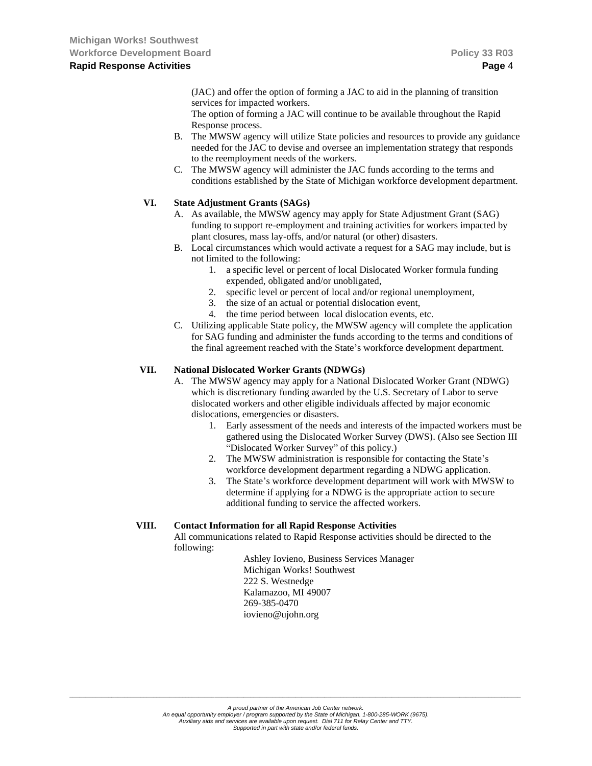(JAC) and offer the option of forming a JAC to aid in the planning of transition services for impacted workers.
The option of forming a JAC will continue to be available throughout the Rapid Response process.

B. The MWSW agency will utilize State policies and resources to provide any guidance needed for the JAC to devise and oversee an implementation strategy that responds to the reemployment needs of the workers.

C. The MWSW agency will administer the JAC funds according to the terms and conditions established by the State of Michigan workforce development department.

## VI. State Adjustment Grants (SAGs)

A. As available, the MWSW agency may apply for State Adjustment Grant (SAG) funding to support re-employment and training activities for workers impacted by plant closures, mass lay-offs, and/or natural (or other) disasters.

B. Local circumstances which would activate a request for a SAG may include, but is not limited to the following:

1. a specific level or percent of local Dislocated Worker formula funding expended, obligated and/or unobligated,
2. specific level or percent of local and/or regional unemployment,
3. the size of an actual or potential dislocation event,
4. the time period between local dislocation events, etc.

C. Utilizing applicable State policy, the MWSW agency will complete the application for SAG funding and administer the funds according to the terms and conditions of the final agreement reached with the State's workforce development department.

## VII. National Dislocated Worker Grants (NDWGs)

A. The MWSW agency may apply for a National Dislocated Worker Grant (NDWG) which is discretionary funding awarded by the U.S. Secretary of Labor to serve dislocated workers and other eligible individuals affected by major economic dislocations, emergencies or disasters.

1. Early assessment of the needs and interests of the impacted workers must be gathered using the Dislocated Worker Survey (DWS). (Also see Section III "Dislocated Worker Survey" of this policy.)
2. The MWSW administration is responsible for contacting the State's workforce development department regarding a NDWG application.
3. The State's workforce development department will work with MWSW to determine if applying for a NDWG is the appropriate action to secure additional funding to service the affected workers.

## VIII. Contact Information for all Rapid Response Activities

All communications related to Rapid Response activities should be directed to the following:

Ashley Iovieno, Business Services Manager
Michigan Works! Southwest
222 S. Westnedge
Kalamazoo, MI 49007
269-385-0470
iovieno@ujohn.org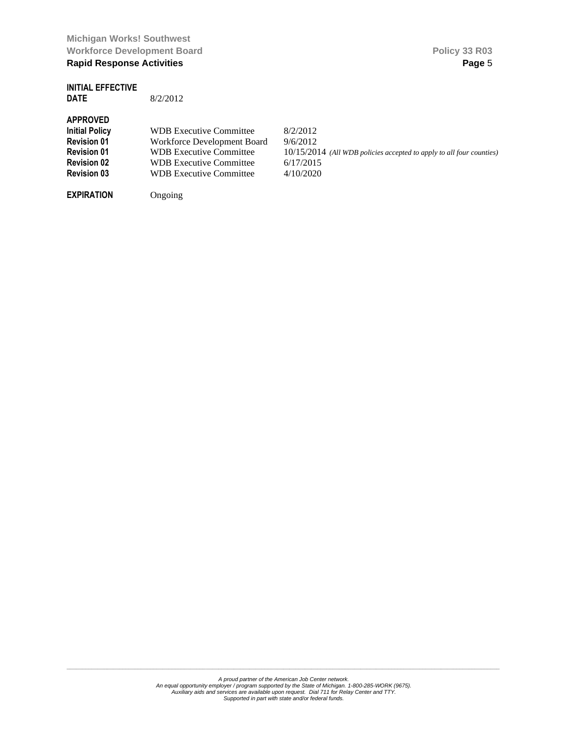**INITIAL EFFECTIVE DATE** 8/2/2012

**APPROVED**

| | | |
|---|---|---|
| **Initial Policy** | WDB Executive Committee | 8/2/2012 |
| **Revision 01** | Workforce Development Board | 9/6/2012 |
| **Revision 01** | WDB Executive Committee | 10/15/2014 *(All WDB policies accepted to apply to all four counties)* |
| **Revision 02** | WDB Executive Committee | 6/17/2015 |
| **Revision 03** | WDB Executive Committee | 4/10/2020 |

**EXPIRATION** Ongoing

*A proud partner of the American Job Center network.*
*An equal opportunity employer / program supported by the State of Michigan. 1-800-285-WORK (9675).*
*Auxiliary aids and services are available upon request. Dial 711 for Relay Center and TTY.*
*Supported in part with state and/or federal funds.*